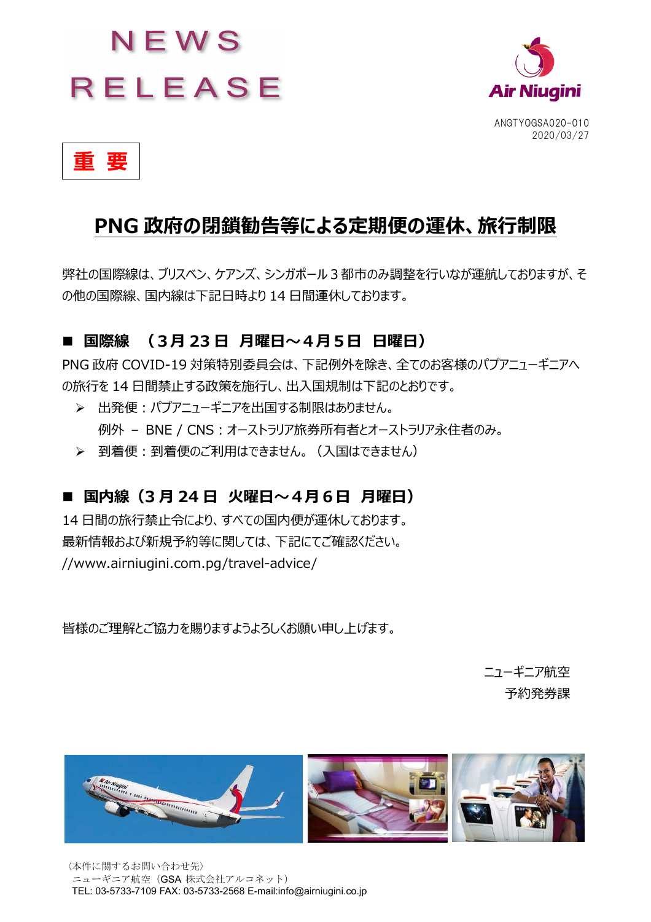# NEWS RELEASE

Air Niugini

ANGTYOGSA020-010
2020/03/27

**重 要**

## PNG 政府の閉鎖勧告等による定期便の運休、旅行制限

弊社の国際線は、ブリスベン、ケアンズ、シンガポール 3 都市のみ調整を行いなが運航しておりますが、その他の国際線、国内線は下記日時より 14 日間運休しております。

### ■ 国際線 （3 月 23 日 月曜日～4 月 5 日 日曜日）

PNG 政府 COVID-19 対策特別委員会は、下記例外を除き、全てのお客様のパプアニューギニアへの旅行を 14 日間禁止する政策を施行し、出入国規制は下記のとおりです。

- 出発便：パプアニューギニアを出国する制限はありません。
  例外 – BNE / CNS：オーストラリア旅券所有者とオーストラリア永住者のみ。
- 到着便：到着便のご利用はできません。（入国はできません）

### ■ 国内線（3 月 24 日 火曜日～4 月 6 日 月曜日）

14 日間の旅行禁止令により、すべての国内便が運休しております。
最新情報および新規予約等に関しては、下記にてご確認ください。
//www.airniugini.com.pg/travel-advice/

皆様のご理解とご協力を賜りますようよろしくお願い申し上げます。

ニューギニア航空
予約発券課

〈本件に関するお問い合わせ先〉
ニューギニア航空（GSA 株式会社アルコネット）
TEL: 03-5733-7109 FAX: 03-5733-2568 E-mail:info@airniugini.co.jp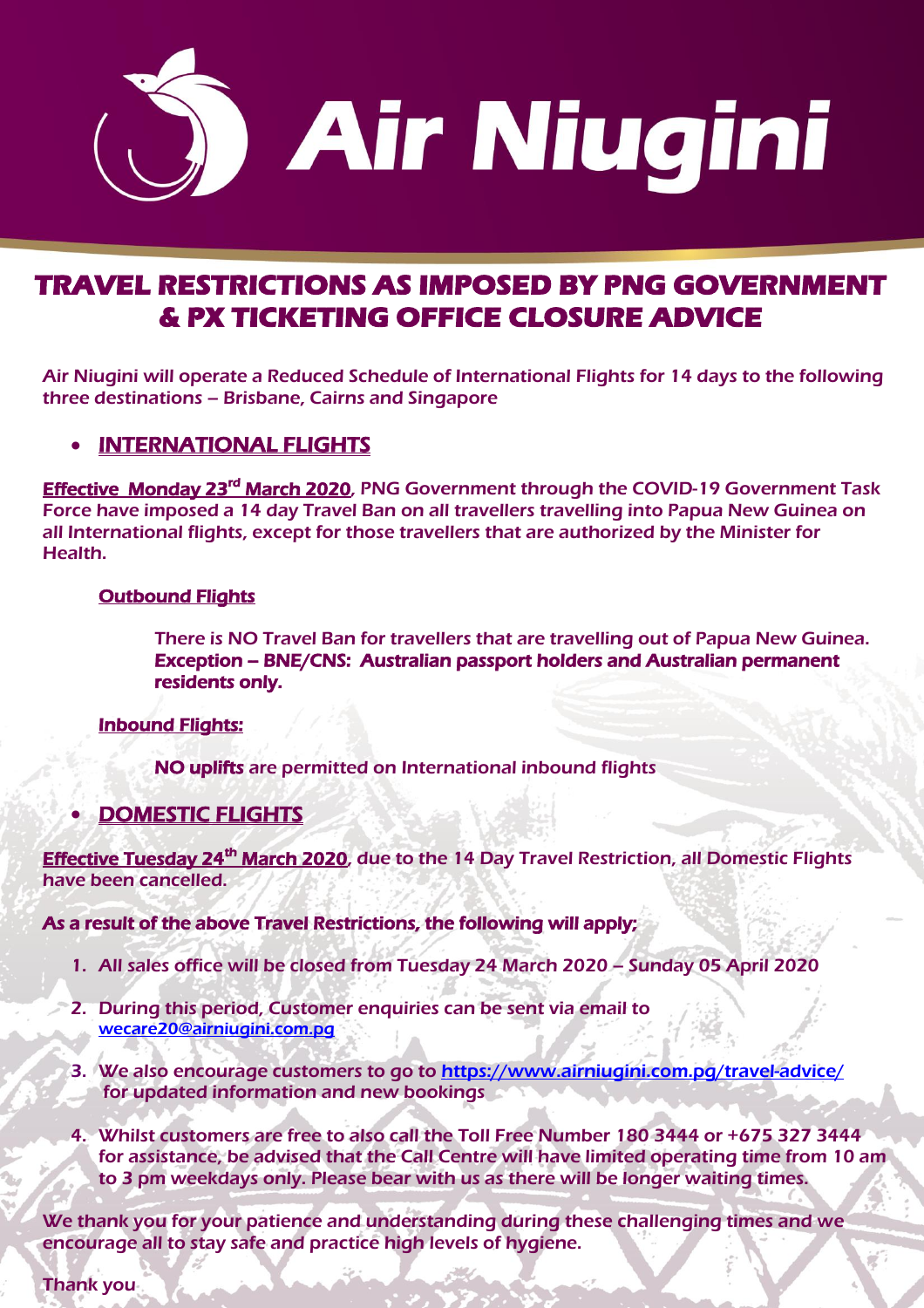# Air Niugini

## TRAVEL RESTRICTIONS AS IMPOSED BY PNG GOVERNMENT & PX TICKETING OFFICE CLOSURE ADVICE

Air Niugini will operate a Reduced Schedule of International Flights for 14 days to the following three destinations – Brisbane, Cairns and Singapore

- **INTERNATIONAL FLIGHTS**

**Effective Monday 23rd March 2020**, PNG Government through the COVID-19 Government Task Force have imposed a 14 day Travel Ban on all travellers travelling into Papua New Guinea on all International flights, except for those travellers that are authorized by the Minister for Health.

**Outbound Flights**

There is NO Travel Ban for travellers that are travelling out of Papua New Guinea.
**Exception – BNE/CNS: Australian passport holders and Australian permanent residents only.**

**Inbound Flights:**

**NO uplifts** are permitted on International inbound flights

- **DOMESTIC FLIGHTS**

**Effective Tuesday 24th March 2020**, due to the 14 Day Travel Restriction, all Domestic Flights have been cancelled.

**As a result of the above Travel Restrictions, the following will apply;**

1. All sales office will be closed from Tuesday 24 March 2020 – Sunday 05 April 2020
2. During this period, Customer enquiries can be sent via email to wecare20@airniugini.com.pg
3. We also encourage customers to go to https://www.airniugini.com.pg/travel-advice/ for updated information and new bookings
4. Whilst customers are free to also call the Toll Free Number 180 3444 or +675 327 3444 for assistance, be advised that the Call Centre will have limited operating time from 10 am to 3 pm weekdays only. Please bear with us as there will be longer waiting times.

We thank you for your patience and understanding during these challenging times and we encourage all to stay safe and practice high levels of hygiene.

Thank you